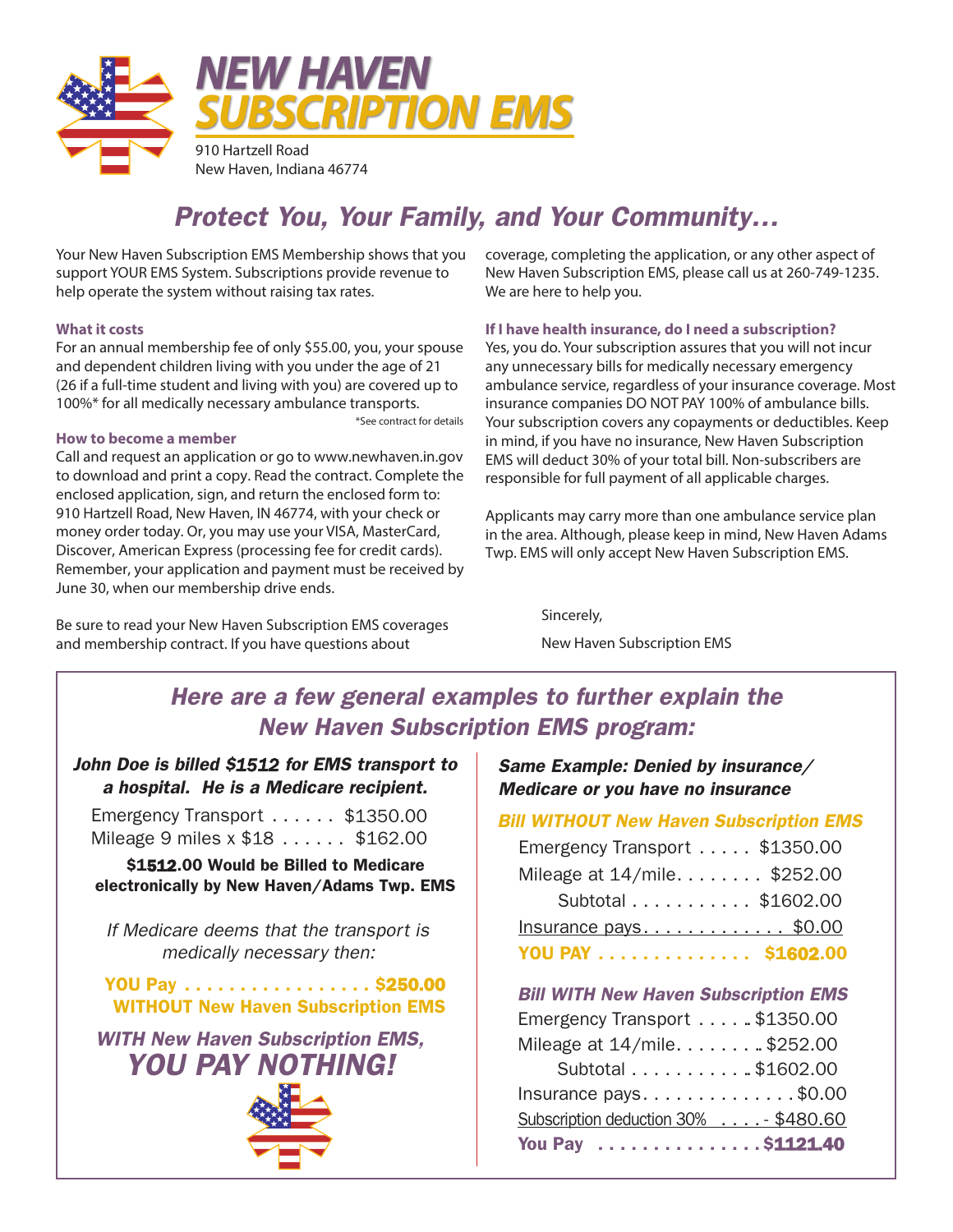# NEW HAVEN SUBSCRIPTION EMS

910 Hartzell Road
New Haven, Indiana 46774

## *Protect You, Your Family, and Your Community…*

Your New Haven Subscription EMS Membership shows that you support YOUR EMS System. Subscriptions provide revenue to help operate the system without raising tax rates.

**What it costs**

For an annual membership fee of only $55.00, you, your spouse and dependent children living with you under the age of 21 (26 if a full-time student and living with you) are covered up to 100%* for all medically necessary ambulance transports.

*See contract for details

**How to become a member**

Call and request an application or go to www.newhaven.in.gov to download and print a copy. Read the contract. Complete the enclosed application, sign, and return the enclosed form to: 910 Hartzell Road, New Haven, IN 46774, with your check or money order today. Or, you may use your VISA, MasterCard, Discover, American Express (processing fee for credit cards). Remember, your application and payment must be received by June 30, when our membership drive ends.

Be sure to read your New Haven Subscription EMS coverages and membership contract. If you have questions about coverage, completing the application, or any other aspect of New Haven Subscription EMS, please call us at 260-749-1235. We are here to help you.

**If I have health insurance, do I need a subscription?**

Yes, you do. Your subscription assures that you will not incur any unnecessary bills for medically necessary emergency ambulance service, regardless of your insurance coverage. Most insurance companies DO NOT PAY 100% of ambulance bills. Your subscription covers any copayments or deductibles. Keep in mind, if you have no insurance, New Haven Subscription EMS will deduct 30% of your total bill. Non-subscribers are responsible for full payment of all applicable charges.

Applicants may carry more than one ambulance service plan in the area. Although, please keep in mind, New Haven Adams Twp. EMS will only accept New Haven Subscription EMS.

Sincerely,

New Haven Subscription EMS

## *Here are a few general examples to further explain the New Haven Subscription EMS program:*

***John Doe is billed $1512 for EMS transport to a hospital. He is a Medicare recipient.***

| | |
|---|---|
| Emergency Transport | $1350.00 |
| Mileage 9 miles x $18 | $162.00 |

**$1512.00 Would be Billed to Medicare electronically by New Haven/Adams Twp. EMS**

*If Medicare deems that the transport is medically necessary then:*

**YOU Pay . . . . . . . . . . . . . . . . . $250.00 WITHOUT New Haven Subscription EMS**

***WITH New Haven Subscription EMS, YOU PAY NOTHING!***

***Same Example: Denied by insurance/ Medicare or you have no insurance***

***Bill WITHOUT New Haven Subscription EMS***

| | |
|---|---|
| Emergency Transport | $1350.00 |
| Mileage at 14/mile | $252.00 |
| Subtotal | $1602.00 |
| Insurance pays | $0.00 |
| **YOU PAY** | **$1602.00** |

***Bill WITH New Haven Subscription EMS***

| | |
|---|---|
| Emergency Transport | $1350.00 |
| Mileage at 14/mile | $252.00 |
| Subtotal | $1602.00 |
| Insurance pays | $0.00 |
| Subscription deduction 30% | - $480.60 |
| **You Pay** | **$1121.40** |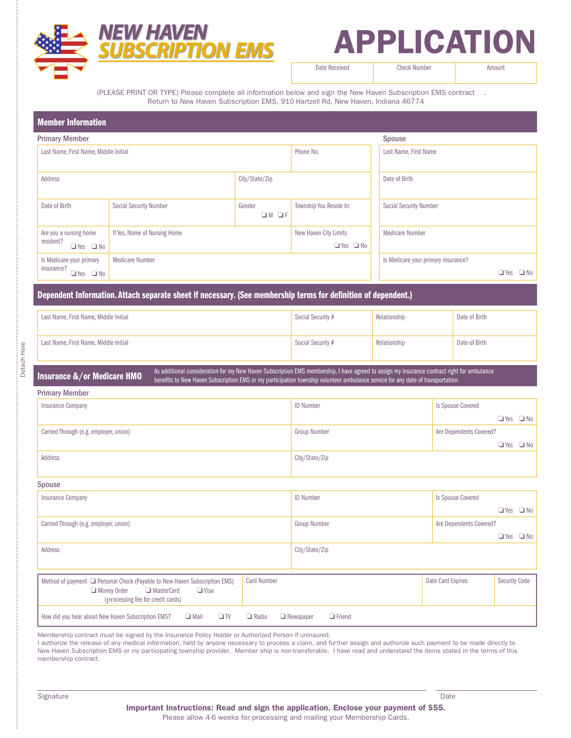# NEW HAVEN SUBSCRIPTION EMS

# APPLICATION

| Date Received | Check Number | Amount |
|---|---|---|
| | | |

(PLEASE PRINT OR TYPE) Please complete all information below and sign the New Haven Subscription EMS contract .
Return to New Haven Subscription EMS, 910 Hartzell Rd, New Haven, Indiana 46774

## Member Information

### Primary Member

| Last Name, First Name, Middle Initial | | | Phone No. |
|---|---|---|---|
| Address | | City/State/Zip | |
| Date of Birth | Social Security Number | Gender ❑ M ❑ F | Township You Reside In: |
| Are you a nursing home resident? ❑ Yes ❑ No | If Yes, Name of Nursing Home | | New Haven City Limits ❑ Yes ❑ No |
| Is Medicare your primary insurance? ❑ Yes ❑ No | Medicare Number | | |

### Spouse

| |
|---|
| Last Name, First Name |
| Date of Birth |
| Social Security Number |
| Medicare Number |
| Is Medicare your primary insurance? ❑ Yes ❑ No |

## Dependent Information. Attach separate sheet if necessary. (See membership terms for definition of dependent.)

| Last Name, First Name, Middle Initial | Social Security # | Relationship | Date of Birth |
|---|---|---|---|
| Last Name, First Name, Middle Initial | Social Security # | Relationship | Date of Birth |

Detach Here

## Insurance &/or Medicare HMO

As additional consideration for my New Haven Subscription EMS membership, I have agreed to assign my insurance contract right for ambulance benefits to New Haven Subscription EMS or my participation township volunteer ambulance service for any date of transportation.

### Primary Member

| Insurance Company | ID Number | Is Spouse Covered ❑ Yes ❑ No |
|---|---|---|
| Carried Through (e.g. employer, union) | Group Number | Are Dependents Covered? ❑ Yes ❑ No |
| Address | City/State/Zip | |

### Spouse

| Insurance Company | ID Number | Is Spouse Covered ❑ Yes ❑ No |
|---|---|---|
| Carried Through (e.g. employer, union) | Group Number | Are Dependents Covered? ❑ Yes ❑ No |
| Address | City/State/Zip | |

| Method of payment ❑ Personal Check (Payable to New Haven Subscription EMS) ❑ Money Order ❑ MasterCard ❑ Visa (processing fee for credit cards) | Card Number | Date Card Expires | Security Code |
|---|---|---|---|

How did you hear about New Haven Subscription EMS? ❑ Mail ❑ TV ❑ Radio ❑ Newspaper ❑ Friend

Membership contract must be signed by the Insurance Policy Holder or Authorized Person if uninsured.
I authorize the release of any medical information, held by anyone necessary to process a claim, and further assign and authorize such payment to be made directly to New Haven Subscription EMS or my participating township provider. Member ship is non-transferable. I have read and understand the items stated in the terms of this membership contract.

Signature ______________________________ Date ______________

**Important Instructions: Read and sign the application. Enclose your payment of $55.**
Please allow 4-6 weeks for processing and mailing your Membership Cards.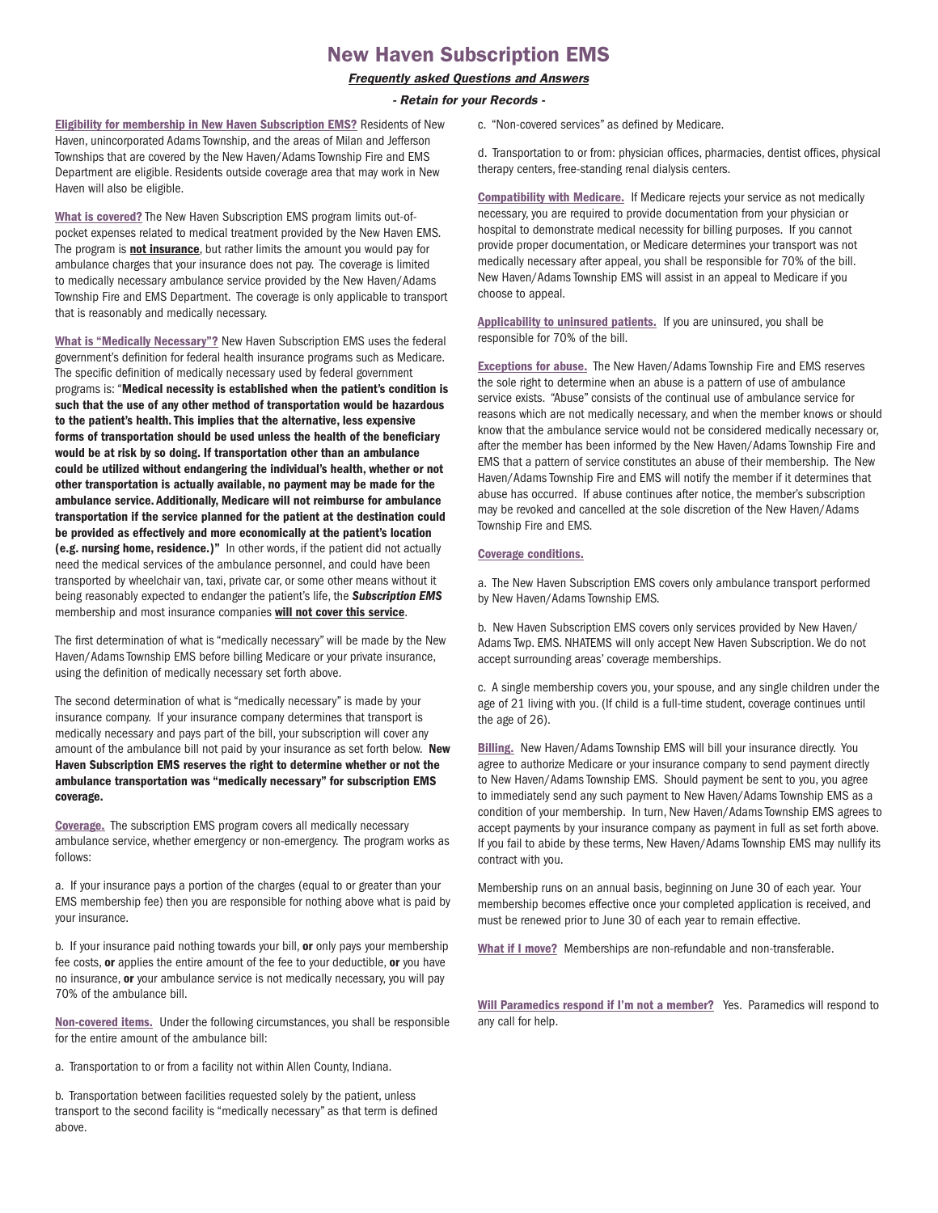# New Haven Subscription EMS

***Frequently asked Questions and Answers***

***- Retain for your Records -***

**Eligibility for membership in New Haven Subscription EMS?** Residents of New Haven, unincorporated Adams Township, and the areas of Milan and Jefferson Townships that are covered by the New Haven/Adams Township Fire and EMS Department are eligible. Residents outside coverage area that may work in New Haven will also be eligible.

**What is covered?** The New Haven Subscription EMS program limits out-of-pocket expenses related to medical treatment provided by the New Haven EMS. The program is **not insurance**, but rather limits the amount you would pay for ambulance charges that your insurance does not pay. The coverage is limited to medically necessary ambulance service provided by the New Haven/Adams Township Fire and EMS Department. The coverage is only applicable to transport that is reasonably and medically necessary.

**What is "Medically Necessary"?** New Haven Subscription EMS uses the federal government's definition for federal health insurance programs such as Medicare. The specific definition of medically necessary used by federal government programs is: "**Medical necessity is established when the patient's condition is such that the use of any other method of transportation would be hazardous to the patient's health. This implies that the alternative, less expensive forms of transportation should be used unless the health of the beneficiary would be at risk by so doing. If transportation other than an ambulance could be utilized without endangering the individual's health, whether or not other transportation is actually available, no payment may be made for the ambulance service. Additionally, Medicare will not reimburse for ambulance transportation if the service planned for the patient at the destination could be provided as effectively and more economically at the patient's location (e.g. nursing home, residence.)"** In other words, if the patient did not actually need the medical services of the ambulance personnel, and could have been transported by wheelchair van, taxi, private car, or some other means without it being reasonably expected to endanger the patient's life, the ***Subscription EMS*** membership and most insurance companies **will not cover this service**.

The first determination of what is "medically necessary" will be made by the New Haven/Adams Township EMS before billing Medicare or your private insurance, using the definition of medically necessary set forth above.

The second determination of what is "medically necessary" is made by your insurance company. If your insurance company determines that transport is medically necessary and pays part of the bill, your subscription will cover any amount of the ambulance bill not paid by your insurance as set forth below. **New Haven Subscription EMS reserves the right to determine whether or not the ambulance transportation was "medically necessary" for subscription EMS coverage.**

**Coverage.** The subscription EMS program covers all medically necessary ambulance service, whether emergency or non-emergency. The program works as follows:

a. If your insurance pays a portion of the charges (equal to or greater than your EMS membership fee) then you are responsible for nothing above what is paid by your insurance.

b. If your insurance paid nothing towards your bill, **or** only pays your membership fee costs, **or** applies the entire amount of the fee to your deductible, **or** you have no insurance, **or** your ambulance service is not medically necessary, you will pay 70% of the ambulance bill.

**Non-covered items.** Under the following circumstances, you shall be responsible for the entire amount of the ambulance bill:

a. Transportation to or from a facility not within Allen County, Indiana.

b. Transportation between facilities requested solely by the patient, unless transport to the second facility is "medically necessary" as that term is defined above.

c. "Non-covered services" as defined by Medicare.

d. Transportation to or from: physician offices, pharmacies, dentist offices, physical therapy centers, free-standing renal dialysis centers.

**Compatibility with Medicare.** If Medicare rejects your service as not medically necessary, you are required to provide documentation from your physician or hospital to demonstrate medical necessity for billing purposes. If you cannot provide proper documentation, or Medicare determines your transport was not medically necessary after appeal, you shall be responsible for 70% of the bill. New Haven/Adams Township EMS will assist in an appeal to Medicare if you choose to appeal.

**Applicability to uninsured patients.** If you are uninsured, you shall be responsible for 70% of the bill.

**Exceptions for abuse.** The New Haven/Adams Township Fire and EMS reserves the sole right to determine when an abuse is a pattern of use of ambulance service exists. "Abuse" consists of the continual use of ambulance service for reasons which are not medically necessary, and when the member knows or should know that the ambulance service would not be considered medically necessary or, after the member has been informed by the New Haven/Adams Township Fire and EMS that a pattern of service constitutes an abuse of their membership. The New Haven/Adams Township Fire and EMS will notify the member if it determines that abuse has occurred. If abuse continues after notice, the member's subscription may be revoked and cancelled at the sole discretion of the New Haven/Adams Township Fire and EMS.

**Coverage conditions.**

a. The New Haven Subscription EMS covers only ambulance transport performed by New Haven/Adams Township EMS.

b. New Haven Subscription EMS covers only services provided by New Haven/Adams Twp. EMS. NHATEMS will only accept New Haven Subscription. We do not accept surrounding areas' coverage memberships.

c. A single membership covers you, your spouse, and any single children under the age of 21 living with you. (If child is a full-time student, coverage continues until the age of 26).

**Billing.** New Haven/Adams Township EMS will bill your insurance directly. You agree to authorize Medicare or your insurance company to send payment directly to New Haven/Adams Township EMS. Should payment be sent to you, you agree to immediately send any such payment to New Haven/Adams Township EMS as a condition of your membership. In turn, New Haven/Adams Township EMS agrees to accept payments by your insurance company as payment in full as set forth above. If you fail to abide by these terms, New Haven/Adams Township EMS may nullify its contract with you.

Membership runs on an annual basis, beginning on June 30 of each year. Your membership becomes effective once your completed application is received, and must be renewed prior to June 30 of each year to remain effective.

**What if I move?** Memberships are non-refundable and non-transferable.

**Will Paramedics respond if I'm not a member?** Yes. Paramedics will respond to any call for help.